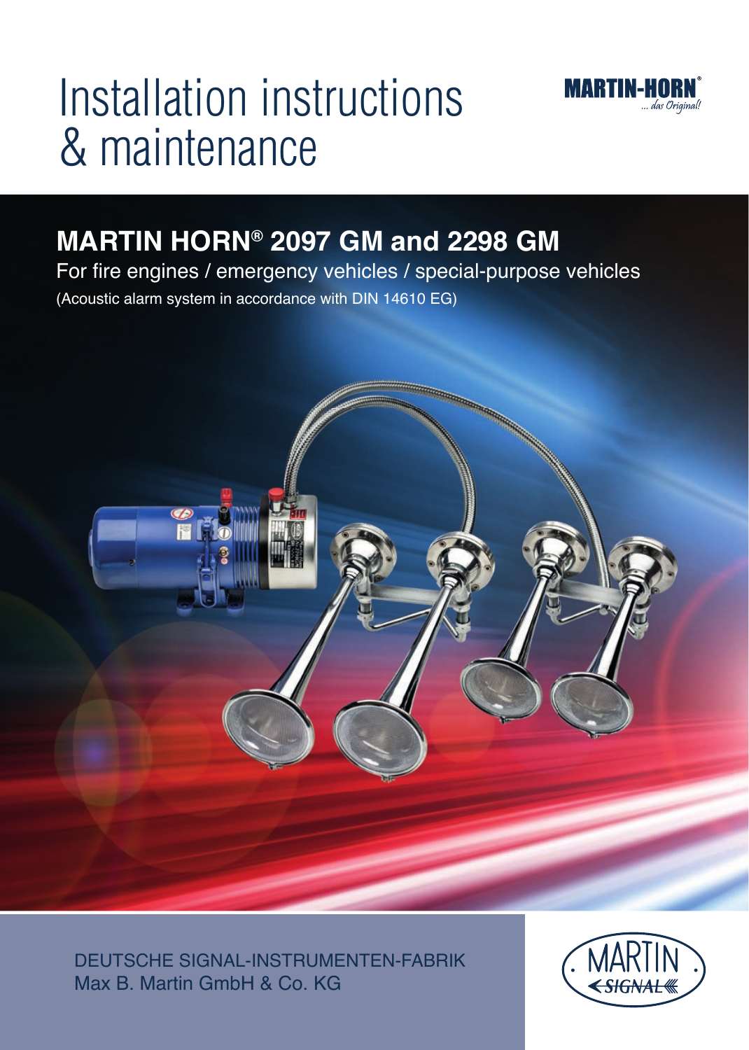# Installation instructions & maintenance

MARTIN-HORN® ... das Original!

## MARTIN HORN® 2097 GM and 2298 GM

For fire engines / emergency vehicles / special-purpose vehicles

(Acoustic alarm system in accordance with DIN 14610 EG)

DEUTSCHE SIGNAL-INSTRUMENTEN-FABRIK
Max B. Martin GmbH & Co. KG

MARTIN SIGNAL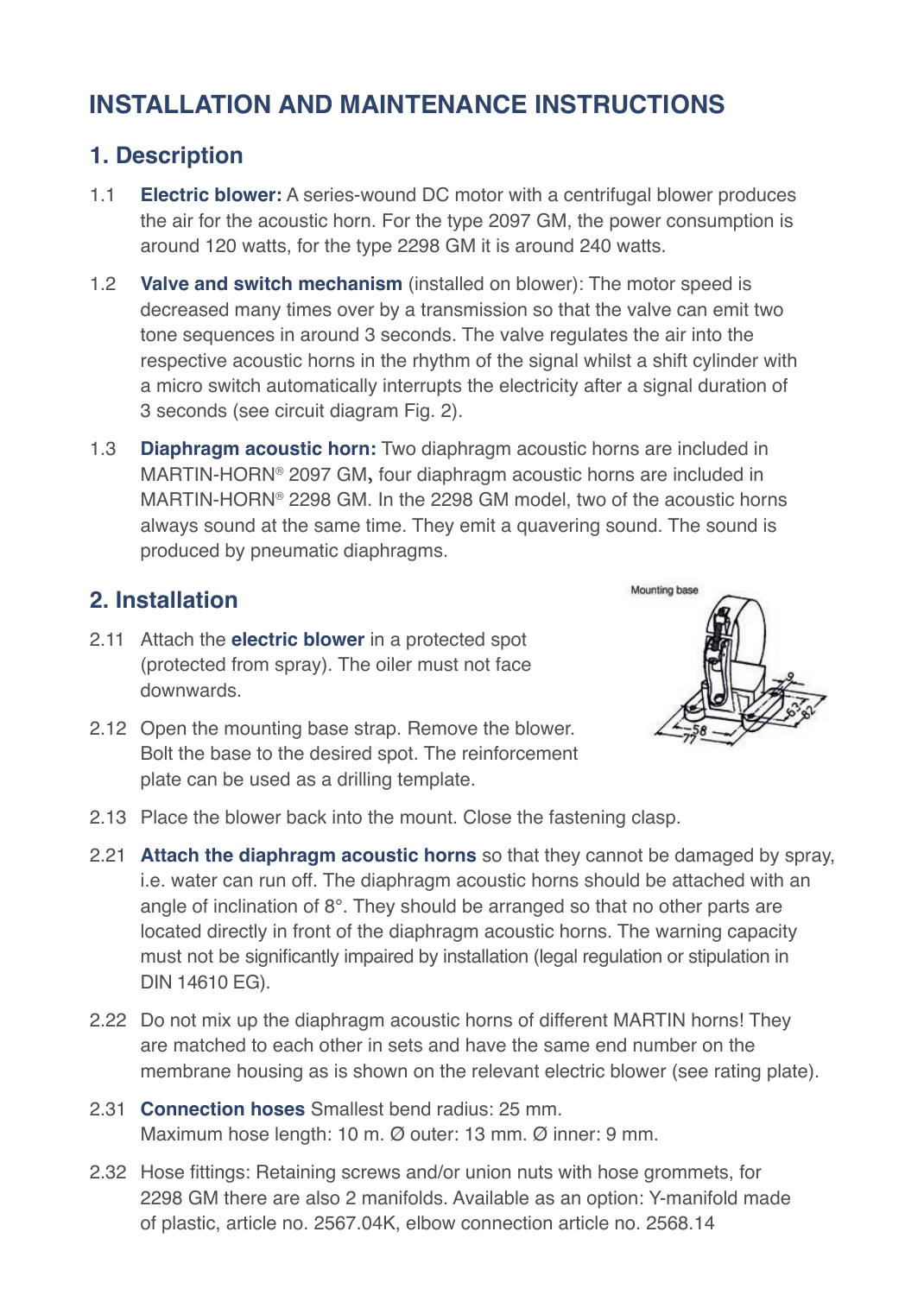# INSTALLATION AND MAINTENANCE INSTRUCTIONS

## 1. Description

1.1 **Electric blower:** A series-wound DC motor with a centrifugal blower produces the air for the acoustic horn. For the type 2097 GM, the power consumption is around 120 watts, for the type 2298 GM it is around 240 watts.

1.2 **Valve and switch mechanism** (installed on blower): The motor speed is decreased many times over by a transmission so that the valve can emit two tone sequences in around 3 seconds. The valve regulates the air into the respective acoustic horns in the rhythm of the signal whilst a shift cylinder with a micro switch automatically interrupts the electricity after a signal duration of 3 seconds (see circuit diagram Fig. 2).

1.3 **Diaphragm acoustic horn:** Two diaphragm acoustic horns are included in MARTIN-HORN® 2097 GM, four diaphragm acoustic horns are included in MARTIN-HORN® 2298 GM. In the 2298 GM model, two of the acoustic horns always sound at the same time. They emit a quavering sound. The sound is produced by pneumatic diaphragms.

## 2. Installation

Mounting base

2.11 Attach the **electric blower** in a protected spot (protected from spray). The oiler must not face downwards.

2.12 Open the mounting base strap. Remove the blower. Bolt the base to the desired spot. The reinforcement plate can be used as a drilling template.

2.13 Place the blower back into the mount. Close the fastening clasp.

2.21 **Attach the diaphragm acoustic horns** so that they cannot be damaged by spray, i.e. water can run off. The diaphragm acoustic horns should be attached with an angle of inclination of 8°. They should be arranged so that no other parts are located directly in front of the diaphragm acoustic horns. The warning capacity must not be significantly impaired by installation (legal regulation or stipulation in DIN 14610 EG).

2.22 Do not mix up the diaphragm acoustic horns of different MARTIN horns! They are matched to each other in sets and have the same end number on the membrane housing as is shown on the relevant electric blower (see rating plate).

2.31 **Connection hoses** Smallest bend radius: 25 mm.
Maximum hose length: 10 m. Ø outer: 13 mm. Ø inner: 9 mm.

2.32 Hose fittings: Retaining screws and/or union nuts with hose grommets, for 2298 GM there are also 2 manifolds. Available as an option: Y-manifold made of plastic, article no. 2567.04K, elbow connection article no. 2568.14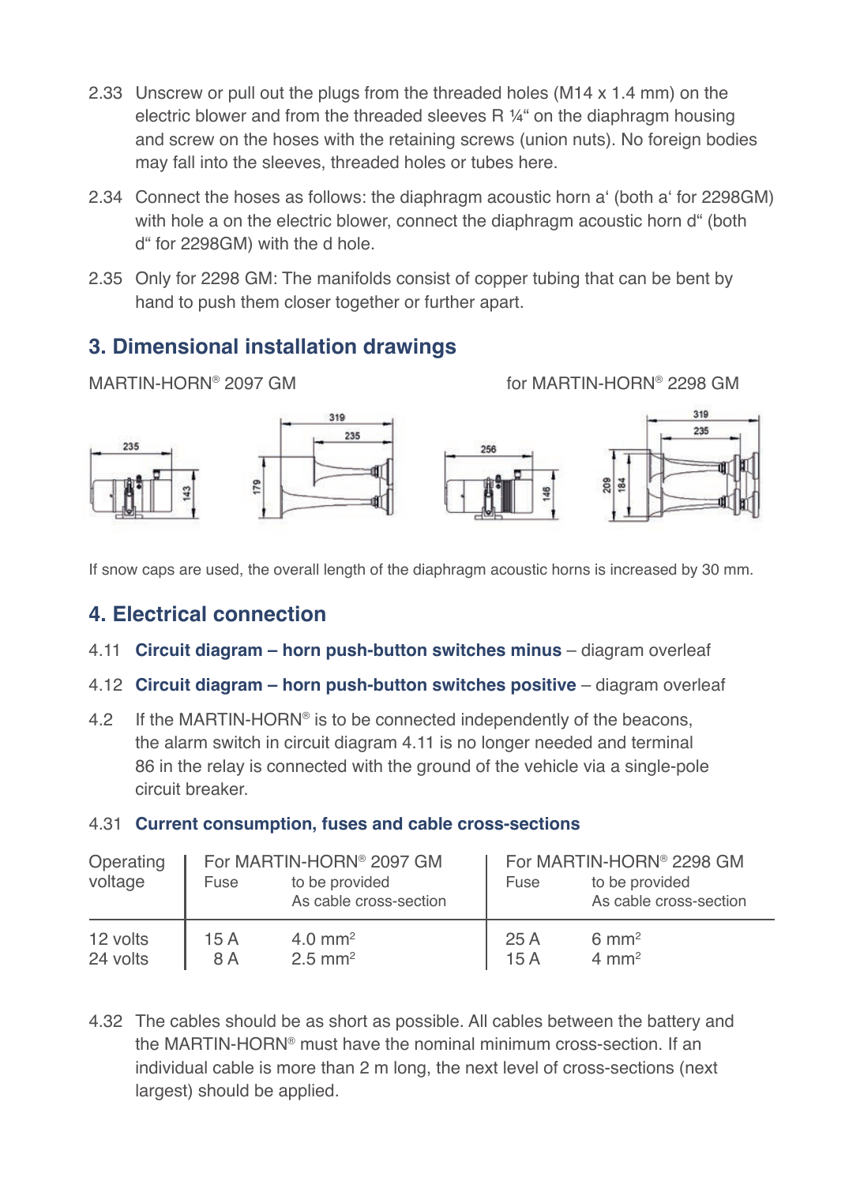2.33 Unscrew or pull out the plugs from the threaded holes (M14 x 1.4 mm) on the electric blower and from the threaded sleeves R ¼“ on the diaphragm housing and screw on the hoses with the retaining screws (union nuts). No foreign bodies may fall into the sleeves, threaded holes or tubes here.

2.34 Connect the hoses as follows: the diaphragm acoustic horn a‘ (both a‘ for 2298GM) with hole a on the electric blower, connect the diaphragm acoustic horn d“ (both d“ for 2298GM) with the d hole.

2.35 Only for 2298 GM: The manifolds consist of copper tubing that can be bent by hand to push them closer together or further apart.

## 3. Dimensional installation drawings

MARTIN-HORN® 2097 GM

for MARTIN-HORN® 2298 GM

If snow caps are used, the overall length of the diaphragm acoustic horns is increased by 30 mm.

## 4. Electrical connection

4.11 **Circuit diagram – horn push-button switches minus** – diagram overleaf

4.12 **Circuit diagram – horn push-button switches positive** – diagram overleaf

4.2 If the MARTIN-HORN® is to be connected independently of the beacons, the alarm switch in circuit diagram 4.11 is no longer needed and terminal 86 in the relay is connected with the ground of the vehicle via a single-pole circuit breaker.

4.31 **Current consumption, fuses and cable cross-sections**

| Operating voltage | For MARTIN-HORN® 2097 GM | | For MARTIN-HORN® 2298 GM | |
|---|---|---|---|---|
| | Fuse | to be provided As cable cross-section | Fuse | to be provided As cable cross-section |
| 12 volts | 15 A | 4.0 mm² | 25 A | 6 mm² |
| 24 volts | 8 A | 2.5 mm² | 15 A | 4 mm² |

4.32 The cables should be as short as possible. All cables between the battery and the MARTIN-HORN® must have the nominal minimum cross-section. If an individual cable is more than 2 m long, the next level of cross-sections (next largest) should be applied.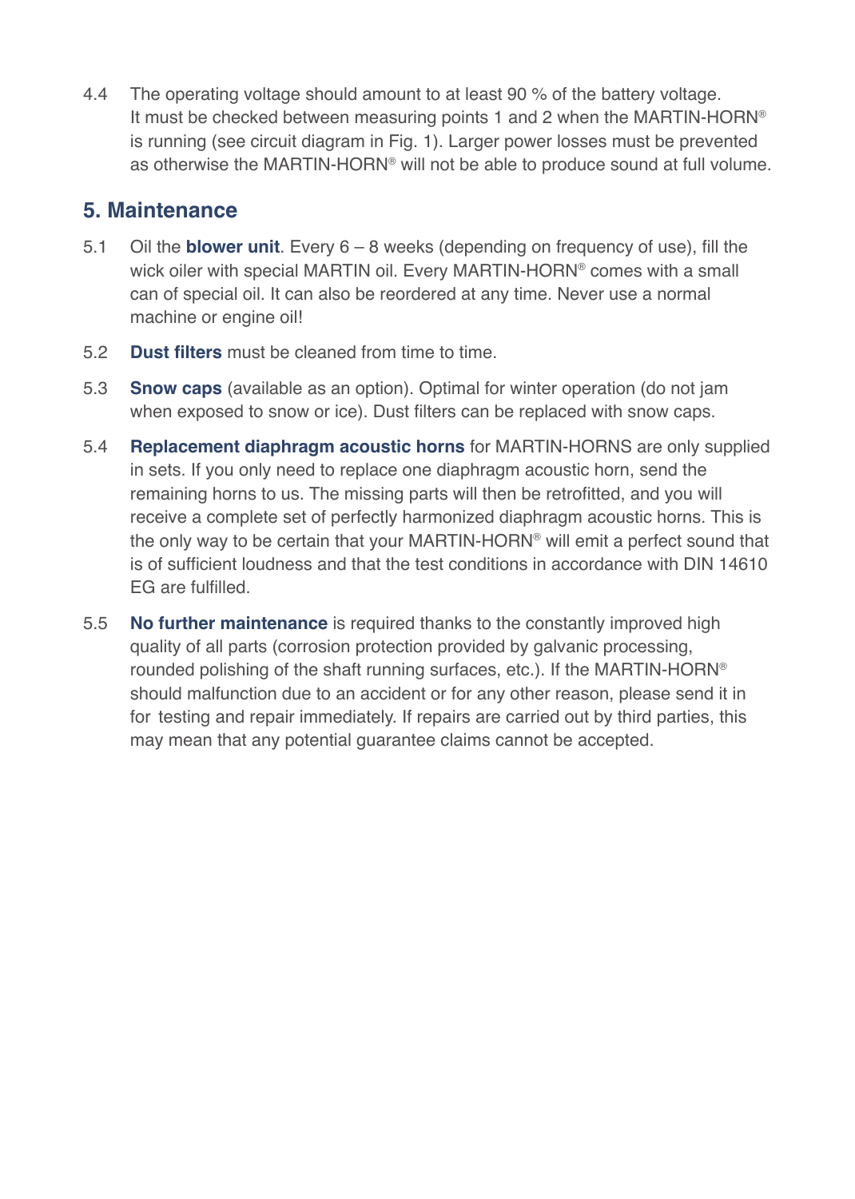4.4 The operating voltage should amount to at least 90 % of the battery voltage. It must be checked between measuring points 1 and 2 when the MARTIN-HORN® is running (see circuit diagram in Fig. 1). Larger power losses must be prevented as otherwise the MARTIN-HORN® will not be able to produce sound at full volume.

## 5. Maintenance

5.1 Oil the **blower unit**. Every 6 – 8 weeks (depending on frequency of use), fill the wick oiler with special MARTIN oil. Every MARTIN-HORN® comes with a small can of special oil. It can also be reordered at any time. Never use a normal machine or engine oil!

5.2 **Dust filters** must be cleaned from time to time.

5.3 **Snow caps** (available as an option). Optimal for winter operation (do not jam when exposed to snow or ice). Dust filters can be replaced with snow caps.

5.4 **Replacement diaphragm acoustic horns** for MARTIN-HORNS are only supplied in sets. If you only need to replace one diaphragm acoustic horn, send the remaining horns to us. The missing parts will then be retrofitted, and you will receive a complete set of perfectly harmonized diaphragm acoustic horns. This is the only way to be certain that your MARTIN-HORN® will emit a perfect sound that is of sufficient loudness and that the test conditions in accordance with DIN 14610 EG are fulfilled.

5.5 **No further maintenance** is required thanks to the constantly improved high quality of all parts (corrosion protection provided by galvanic processing, rounded polishing of the shaft running surfaces, etc.). If the MARTIN-HORN® should malfunction due to an accident or for any other reason, please send it in for testing and repair immediately. If repairs are carried out by third parties, this may mean that any potential guarantee claims cannot be accepted.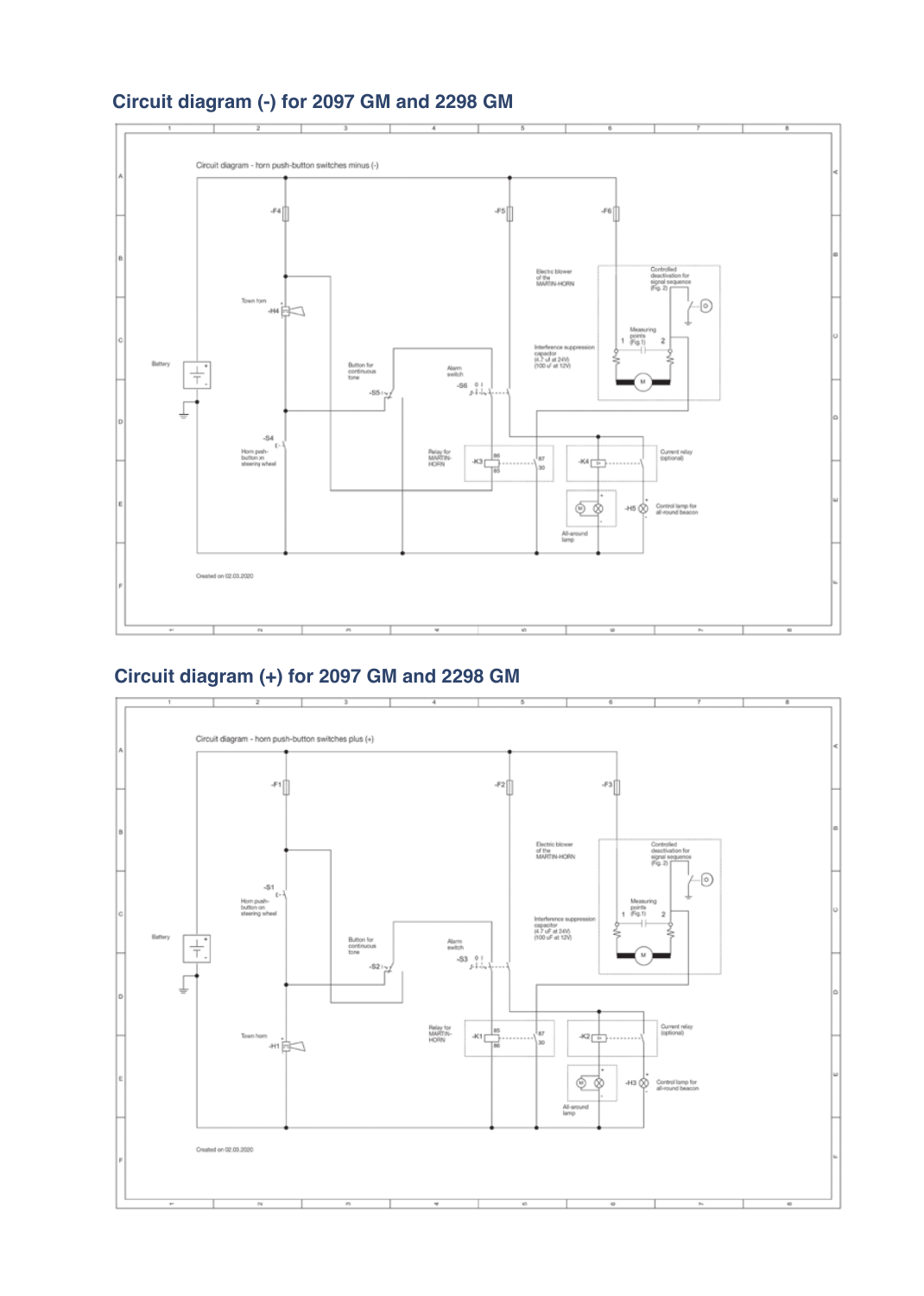## Circuit diagram (-) for 2097 GM and 2298 GM

Circuit diagram - horn push-button switches minus (-)

-F4

-F5

-F6

Electric blower of the MARTIN-HORN

Controlled deactivation for signal sequence (Fig. 2)

Town horn

-H4

Measuring points (Fig.1)

1

2

Interference suppression capacitor (4.7 uf at 24V) (100 uf at 12V)

Battery

Button for continuous tone

Alarm switch

-S6

0 1

-S5

M

-S4

Horn push-button on steering wheel

Relay for MARTIN-HORN

-K3

86

85

87

30

-K4

Current relay (optional)

-H5

Control lamp for all-round beacon

All-around lamp

Created on 02.03.2020

## Circuit diagram (+) for 2097 GM and 2298 GM

Circuit diagram - horn push-button switches plus (+)

-F1

-F2

-F3

Electric blower of the MARTIN-HORN

Controlled deactivation for signal sequence (Fig. 2)

-S1

Horn push-button on steering wheel

Measuring points (Fig.1)

1

2

Interference suppression capacitor (4.7 uF at 24V) (100 uF at 12V)

Battery

Button for continuous tone

Alarm switch

-S3

0 1

-S2

M

Town horn

-H1

Relay for MARTIN-HORN

-K1

85

86

87

30

-K2

Current relay (optional)

-H3

Control lamp for all-round beacon

All-around lamp

Created on 02.03.2020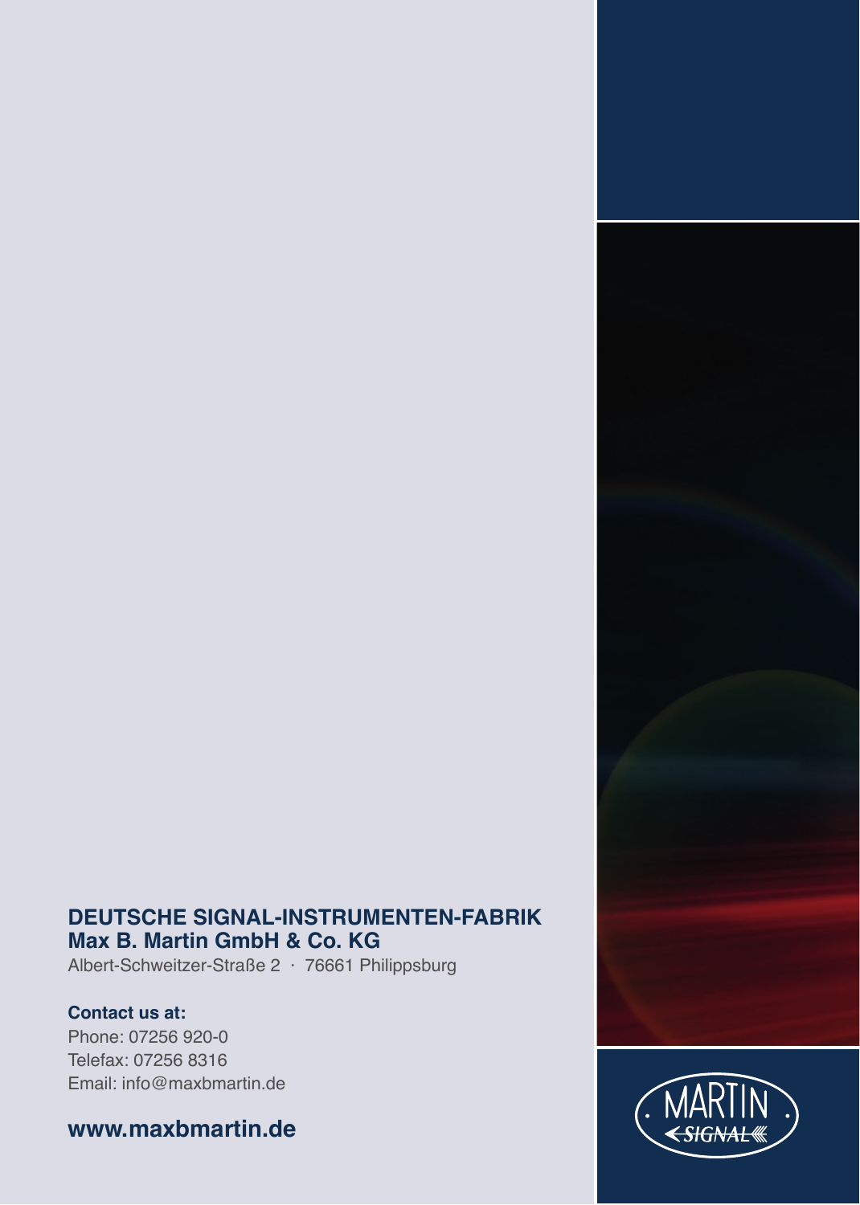**DEUTSCHE SIGNAL-INSTRUMENTEN-FABRIK**
**Max B. Martin GmbH & Co. KG**
Albert-Schweitzer-Straße 2 · 76661 Philippsburg

**Contact us at:**
Phone: 07256 920-0
Telefax: 07256 8316
Email: info@maxbmartin.de

**www.maxbmartin.de**

MARTIN SIGNAL